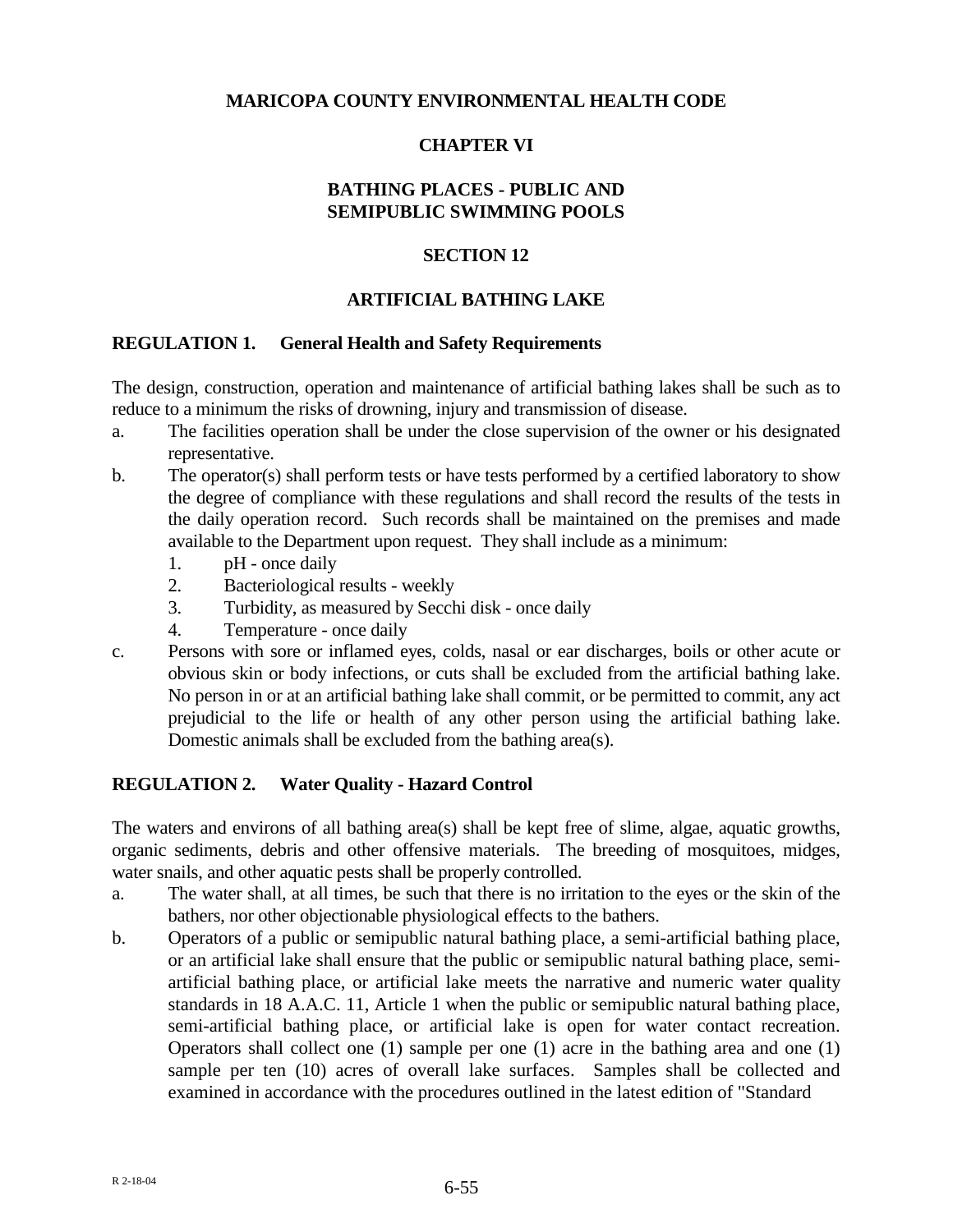# MARICOPA COUNTY ENVIRONMENTAL HEALTH CODE

## CHAPTER VI

## BATHING PLACES - PUBLIC AND SEMIPUBLIC SWIMMING POOLS

## SECTION 12

## ARTIFICIAL BATHING LAKE

### REGULATION 1. General Health and Safety Requirements

The design, construction, operation and maintenance of artificial bathing lakes shall be such as to reduce to a minimum the risks of drowning, injury and transmission of disease.

a. The facilities operation shall be under the close supervision of the owner or his designated representative.

b. The operator(s) shall perform tests or have tests performed by a certified laboratory to show the degree of compliance with these regulations and shall record the results of the tests in the daily operation record. Such records shall be maintained on the premises and made available to the Department upon request. They shall include as a minimum:

   1. pH - once daily
   2. Bacteriological results - weekly
   3. Turbidity, as measured by Secchi disk - once daily
   4. Temperature - once daily

c. Persons with sore or inflamed eyes, colds, nasal or ear discharges, boils or other acute or obvious skin or body infections, or cuts shall be excluded from the artificial bathing lake. No person in or at an artificial bathing lake shall commit, or be permitted to commit, any act prejudicial to the life or health of any other person using the artificial bathing lake. Domestic animals shall be excluded from the bathing area(s).

### REGULATION 2. Water Quality - Hazard Control

The waters and environs of all bathing area(s) shall be kept free of slime, algae, aquatic growths, organic sediments, debris and other offensive materials. The breeding of mosquitoes, midges, water snails, and other aquatic pests shall be properly controlled.

a. The water shall, at all times, be such that there is no irritation to the eyes or the skin of the bathers, nor other objectionable physiological effects to the bathers.

b. Operators of a public or semipublic natural bathing place, a semi-artificial bathing place, or an artificial lake shall ensure that the public or semipublic natural bathing place, semi-artificial bathing place, or artificial lake meets the narrative and numeric water quality standards in 18 A.A.C. 11, Article 1 when the public or semipublic natural bathing place, semi-artificial bathing place, or artificial lake is open for water contact recreation. Operators shall collect one (1) sample per one (1) acre in the bathing area and one (1) sample per ten (10) acres of overall lake surfaces. Samples shall be collected and examined in accordance with the procedures outlined in the latest edition of "Standard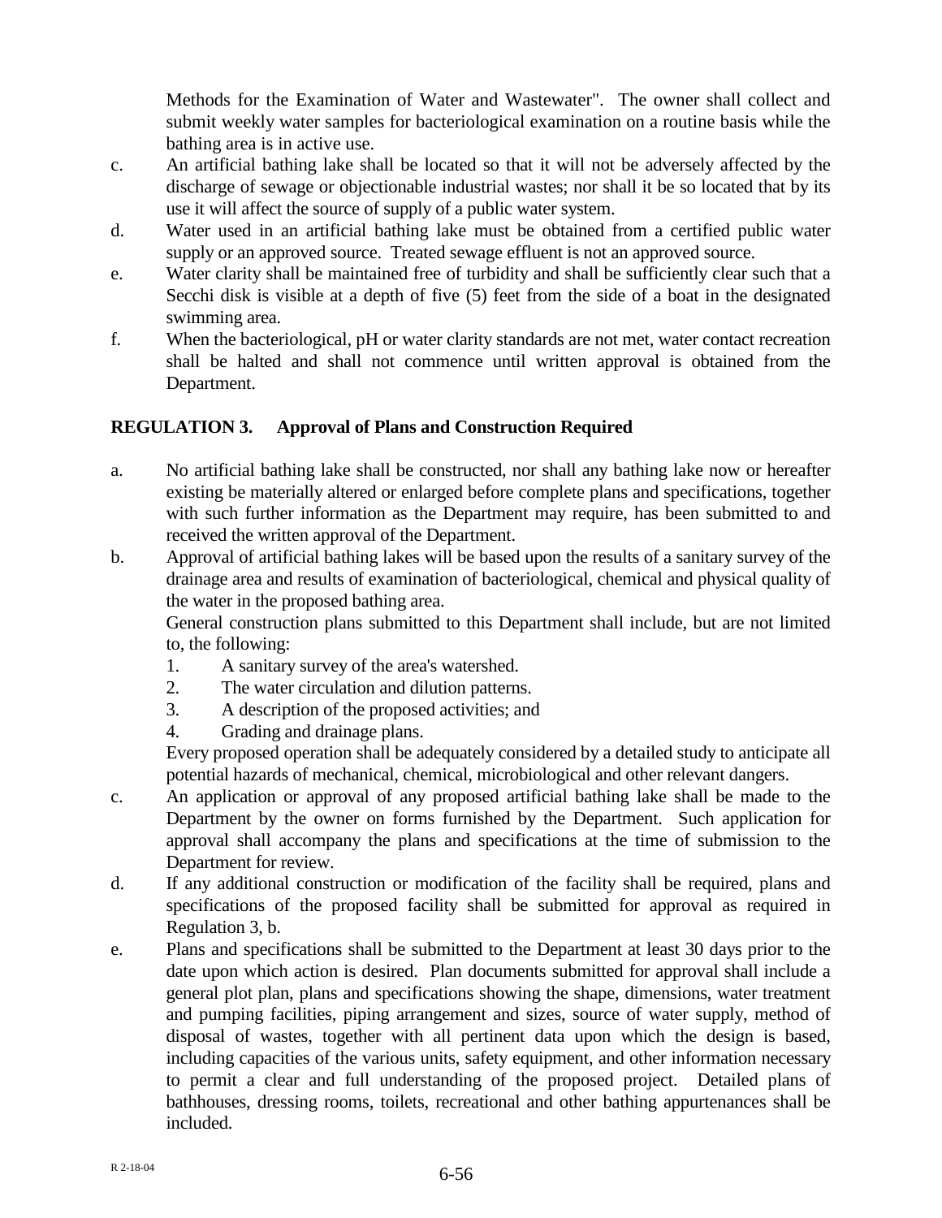Methods for the Examination of Water and Wastewater". The owner shall collect and submit weekly water samples for bacteriological examination on a routine basis while the bathing area is in active use.

c. An artificial bathing lake shall be located so that it will not be adversely affected by the discharge of sewage or objectionable industrial wastes; nor shall it be so located that by its use it will affect the source of supply of a public water system.

d. Water used in an artificial bathing lake must be obtained from a certified public water supply or an approved source. Treated sewage effluent is not an approved source.

e. Water clarity shall be maintained free of turbidity and shall be sufficiently clear such that a Secchi disk is visible at a depth of five (5) feet from the side of a boat in the designated swimming area.

f. When the bacteriological, pH or water clarity standards are not met, water contact recreation shall be halted and shall not commence until written approval is obtained from the Department.

## REGULATION 3. Approval of Plans and Construction Required

a. No artificial bathing lake shall be constructed, nor shall any bathing lake now or hereafter existing be materially altered or enlarged before complete plans and specifications, together with such further information as the Department may require, has been submitted to and received the written approval of the Department.

b. Approval of artificial bathing lakes will be based upon the results of a sanitary survey of the drainage area and results of examination of bacteriological, chemical and physical quality of the water in the proposed bathing area.

   General construction plans submitted to this Department shall include, but are not limited to, the following:

   1. A sanitary survey of the area's watershed.
   2. The water circulation and dilution patterns.
   3. A description of the proposed activities; and
   4. Grading and drainage plans.

   Every proposed operation shall be adequately considered by a detailed study to anticipate all potential hazards of mechanical, chemical, microbiological and other relevant dangers.

c. An application or approval of any proposed artificial bathing lake shall be made to the Department by the owner on forms furnished by the Department. Such application for approval shall accompany the plans and specifications at the time of submission to the Department for review.

d. If any additional construction or modification of the facility shall be required, plans and specifications of the proposed facility shall be submitted for approval as required in Regulation 3, b.

e. Plans and specifications shall be submitted to the Department at least 30 days prior to the date upon which action is desired. Plan documents submitted for approval shall include a general plot plan, plans and specifications showing the shape, dimensions, water treatment and pumping facilities, piping arrangement and sizes, source of water supply, method of disposal of wastes, together with all pertinent data upon which the design is based, including capacities of the various units, safety equipment, and other information necessary to permit a clear and full understanding of the proposed project. Detailed plans of bathhouses, dressing rooms, toilets, recreational and other bathing appurtenances shall be included.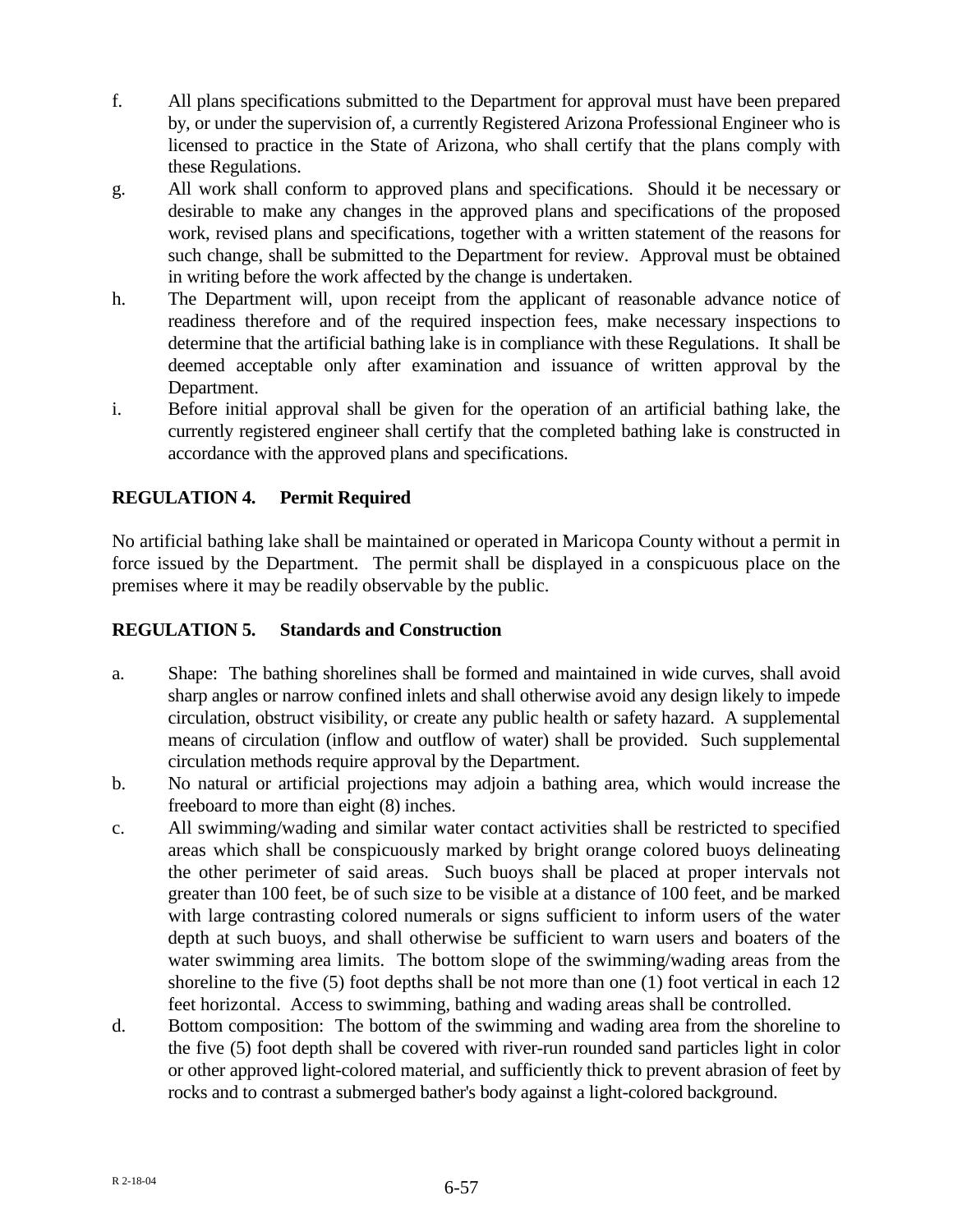f. All plans specifications submitted to the Department for approval must have been prepared by, or under the supervision of, a currently Registered Arizona Professional Engineer who is licensed to practice in the State of Arizona, who shall certify that the plans comply with these Regulations.

g. All work shall conform to approved plans and specifications. Should it be necessary or desirable to make any changes in the approved plans and specifications of the proposed work, revised plans and specifications, together with a written statement of the reasons for such change, shall be submitted to the Department for review. Approval must be obtained in writing before the work affected by the change is undertaken.

h. The Department will, upon receipt from the applicant of reasonable advance notice of readiness therefore and of the required inspection fees, make necessary inspections to determine that the artificial bathing lake is in compliance with these Regulations. It shall be deemed acceptable only after examination and issuance of written approval by the Department.

i. Before initial approval shall be given for the operation of an artificial bathing lake, the currently registered engineer shall certify that the completed bathing lake is constructed in accordance with the approved plans and specifications.

## REGULATION 4. Permit Required

No artificial bathing lake shall be maintained or operated in Maricopa County without a permit in force issued by the Department. The permit shall be displayed in a conspicuous place on the premises where it may be readily observable by the public.

## REGULATION 5. Standards and Construction

a. Shape: The bathing shorelines shall be formed and maintained in wide curves, shall avoid sharp angles or narrow confined inlets and shall otherwise avoid any design likely to impede circulation, obstruct visibility, or create any public health or safety hazard. A supplemental means of circulation (inflow and outflow of water) shall be provided. Such supplemental circulation methods require approval by the Department.

b. No natural or artificial projections may adjoin a bathing area, which would increase the freeboard to more than eight (8) inches.

c. All swimming/wading and similar water contact activities shall be restricted to specified areas which shall be conspicuously marked by bright orange colored buoys delineating the other perimeter of said areas. Such buoys shall be placed at proper intervals not greater than 100 feet, be of such size to be visible at a distance of 100 feet, and be marked with large contrasting colored numerals or signs sufficient to inform users of the water depth at such buoys, and shall otherwise be sufficient to warn users and boaters of the water swimming area limits. The bottom slope of the swimming/wading areas from the shoreline to the five (5) foot depths shall be not more than one (1) foot vertical in each 12 feet horizontal. Access to swimming, bathing and wading areas shall be controlled.

d. Bottom composition: The bottom of the swimming and wading area from the shoreline to the five (5) foot depth shall be covered with river-run rounded sand particles light in color or other approved light-colored material, and sufficiently thick to prevent abrasion of feet by rocks and to contrast a submerged bather's body against a light-colored background.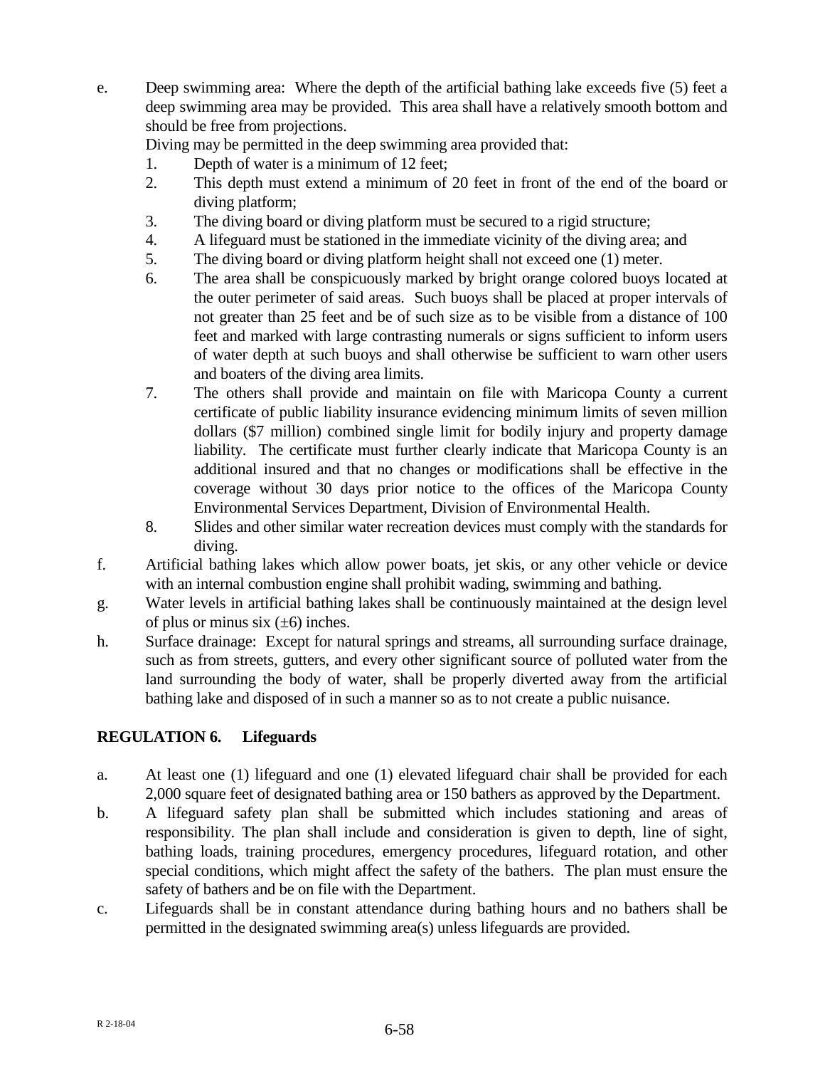e. Deep swimming area: Where the depth of the artificial bathing lake exceeds five (5) feet a deep swimming area may be provided. This area shall have a relatively smooth bottom and should be free from projections.

   Diving may be permitted in the deep swimming area provided that:

   1. Depth of water is a minimum of 12 feet;
   2. This depth must extend a minimum of 20 feet in front of the end of the board or diving platform;
   3. The diving board or diving platform must be secured to a rigid structure;
   4. A lifeguard must be stationed in the immediate vicinity of the diving area; and
   5. The diving board or diving platform height shall not exceed one (1) meter.
   6. The area shall be conspicuously marked by bright orange colored buoys located at the outer perimeter of said areas. Such buoys shall be placed at proper intervals of not greater than 25 feet and be of such size as to be visible from a distance of 100 feet and marked with large contrasting numerals or signs sufficient to inform users of water depth at such buoys and shall otherwise be sufficient to warn other users and boaters of the diving area limits.
   7. The others shall provide and maintain on file with Maricopa County a current certificate of public liability insurance evidencing minimum limits of seven million dollars ($7 million) combined single limit for bodily injury and property damage liability. The certificate must further clearly indicate that Maricopa County is an additional insured and that no changes or modifications shall be effective in the coverage without 30 days prior notice to the offices of the Maricopa County Environmental Services Department, Division of Environmental Health.
   8. Slides and other similar water recreation devices must comply with the standards for diving.

f. Artificial bathing lakes which allow power boats, jet skis, or any other vehicle or device with an internal combustion engine shall prohibit wading, swimming and bathing.

g. Water levels in artificial bathing lakes shall be continuously maintained at the design level of plus or minus six (±6) inches.

h. Surface drainage: Except for natural springs and streams, all surrounding surface drainage, such as from streets, gutters, and every other significant source of polluted water from the land surrounding the body of water, shall be properly diverted away from the artificial bathing lake and disposed of in such a manner so as to not create a public nuisance.

## REGULATION 6. Lifeguards

a. At least one (1) lifeguard and one (1) elevated lifeguard chair shall be provided for each 2,000 square feet of designated bathing area or 150 bathers as approved by the Department.

b. A lifeguard safety plan shall be submitted which includes stationing and areas of responsibility. The plan shall include and consideration is given to depth, line of sight, bathing loads, training procedures, emergency procedures, lifeguard rotation, and other special conditions, which might affect the safety of the bathers. The plan must ensure the safety of bathers and be on file with the Department.

c. Lifeguards shall be in constant attendance during bathing hours and no bathers shall be permitted in the designated swimming area(s) unless lifeguards are provided.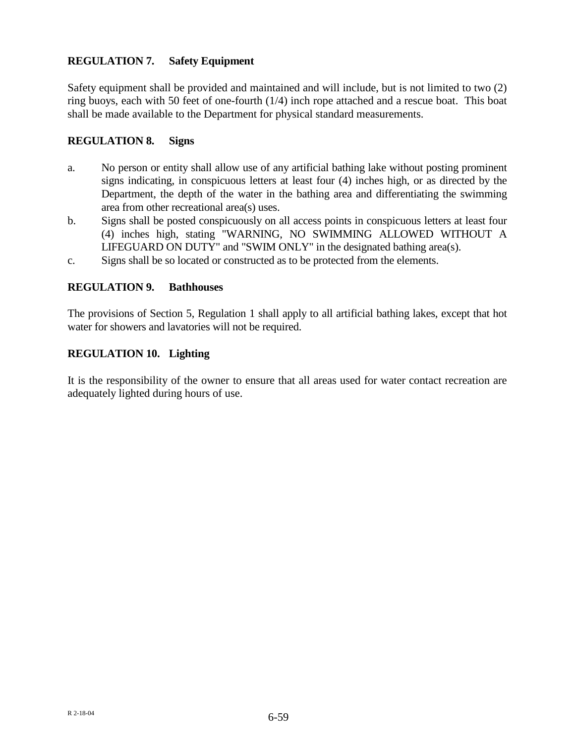**REGULATION 7. Safety Equipment**

Safety equipment shall be provided and maintained and will include, but is not limited to two (2) ring buoys, each with 50 feet of one-fourth (1/4) inch rope attached and a rescue boat. This boat shall be made available to the Department for physical standard measurements.

**REGULATION 8. Signs**

a. No person or entity shall allow use of any artificial bathing lake without posting prominent signs indicating, in conspicuous letters at least four (4) inches high, or as directed by the Department, the depth of the water in the bathing area and differentiating the swimming area from other recreational area(s) uses.

b. Signs shall be posted conspicuously on all access points in conspicuous letters at least four (4) inches high, stating "WARNING, NO SWIMMING ALLOWED WITHOUT A LIFEGUARD ON DUTY" and "SWIM ONLY" in the designated bathing area(s).

c. Signs shall be so located or constructed as to be protected from the elements.

**REGULATION 9. Bathhouses**

The provisions of Section 5, Regulation 1 shall apply to all artificial bathing lakes, except that hot water for showers and lavatories will not be required.

**REGULATION 10. Lighting**

It is the responsibility of the owner to ensure that all areas used for water contact recreation are adequately lighted during hours of use.